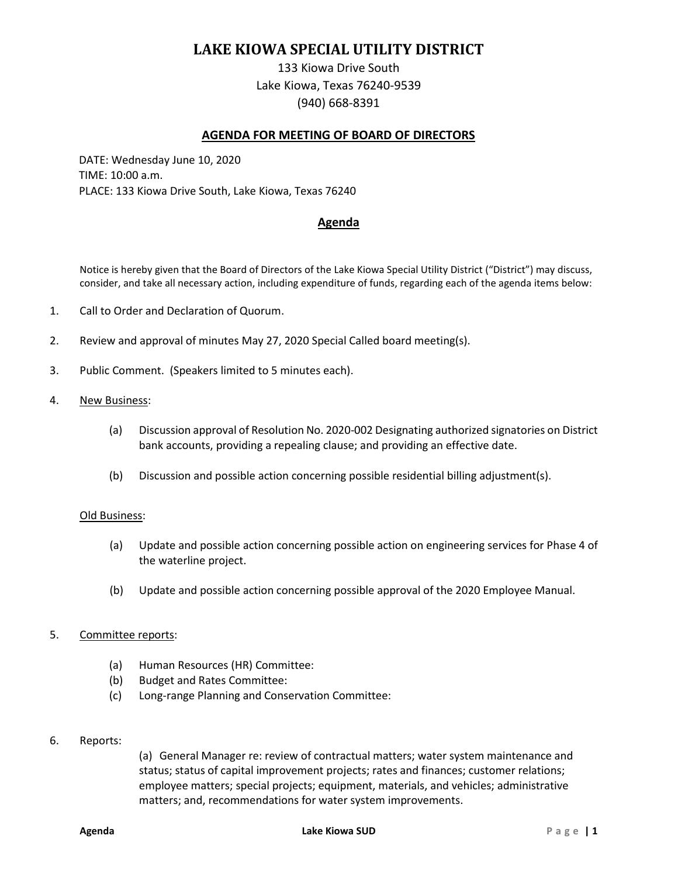# LAKE KIOWA SPECIAL UTILITY DISTRICT

133 Kiowa Drive South
Lake Kiowa, Texas 76240-9539
(940) 668-8391

## AGENDA FOR MEETING OF BOARD OF DIRECTORS

DATE: Wednesday June 10, 2020
TIME: 10:00 a.m.
PLACE: 133 Kiowa Drive South, Lake Kiowa, Texas 76240

## Agenda

Notice is hereby given that the Board of Directors of the Lake Kiowa Special Utility District ("District") may discuss, consider, and take all necessary action, including expenditure of funds, regarding each of the agenda items below:

1. Call to Order and Declaration of Quorum.

2. Review and approval of minutes May 27, 2020 Special Called board meeting(s).

3. Public Comment. (Speakers limited to 5 minutes each).

4. New Business:

   (a) Discussion approval of Resolution No. 2020-002 Designating authorized signatories on District bank accounts, providing a repealing clause; and providing an effective date.

   (b) Discussion and possible action concerning possible residential billing adjustment(s).

   Old Business:

   (a) Update and possible action concerning possible action on engineering services for Phase 4 of the waterline project.

   (b) Update and possible action concerning possible approval of the 2020 Employee Manual.

5. Committee reports:

   (a) Human Resources (HR) Committee:
   (b) Budget and Rates Committee:
   (c) Long-range Planning and Conservation Committee:

6. Reports:

   (a) General Manager re: review of contractual matters; water system maintenance and status; status of capital improvement projects; rates and finances; customer relations; employee matters; special projects; equipment, materials, and vehicles; administrative matters; and, recommendations for water system improvements.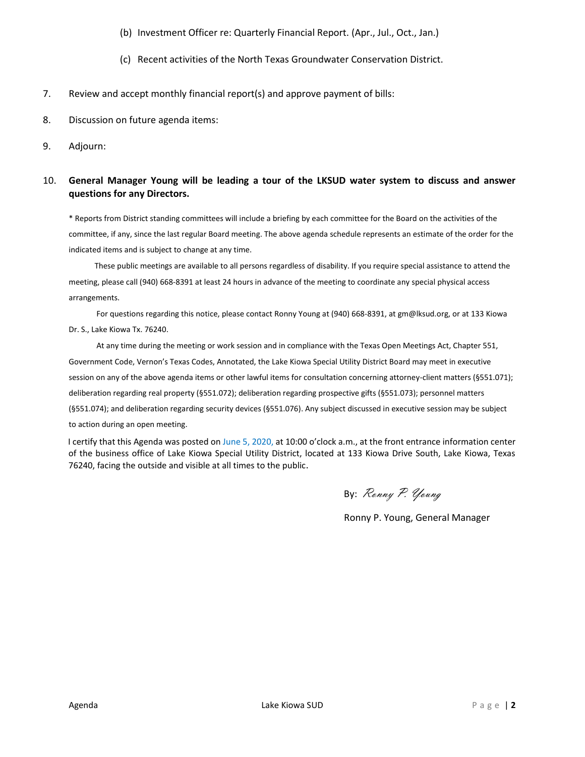(b) Investment Officer re: Quarterly Financial Report. (Apr., Jul., Oct., Jan.)

(c) Recent activities of the North Texas Groundwater Conservation District.

7. Review and accept monthly financial report(s) and approve payment of bills:

8. Discussion on future agenda items:

9. Adjourn:

10. **General Manager Young will be leading a tour of the LKSUD water system to discuss and answer questions for any Directors.**

* Reports from District standing committees will include a briefing by each committee for the Board on the activities of the committee, if any, since the last regular Board meeting. The above agenda schedule represents an estimate of the order for the indicated items and is subject to change at any time.

These public meetings are available to all persons regardless of disability. If you require special assistance to attend the meeting, please call (940) 668-8391 at least 24 hours in advance of the meeting to coordinate any special physical access arrangements.

For questions regarding this notice, please contact Ronny Young at (940) 668-8391, at gm@lksud.org, or at 133 Kiowa Dr. S., Lake Kiowa Tx. 76240.

At any time during the meeting or work session and in compliance with the Texas Open Meetings Act, Chapter 551, Government Code, Vernon's Texas Codes, Annotated, the Lake Kiowa Special Utility District Board may meet in executive session on any of the above agenda items or other lawful items for consultation concerning attorney-client matters (§551.071); deliberation regarding real property (§551.072); deliberation regarding prospective gifts (§551.073); personnel matters (§551.074); and deliberation regarding security devices (§551.076). Any subject discussed in executive session may be subject to action during an open meeting.

I certify that this Agenda was posted on June 5, 2020, at 10:00 o'clock a.m., at the front entrance information center of the business office of Lake Kiowa Special Utility District, located at 133 Kiowa Drive South, Lake Kiowa, Texas 76240, facing the outside and visible at all times to the public.

By: *Ronny P. Young*

Ronny P. Young, General Manager